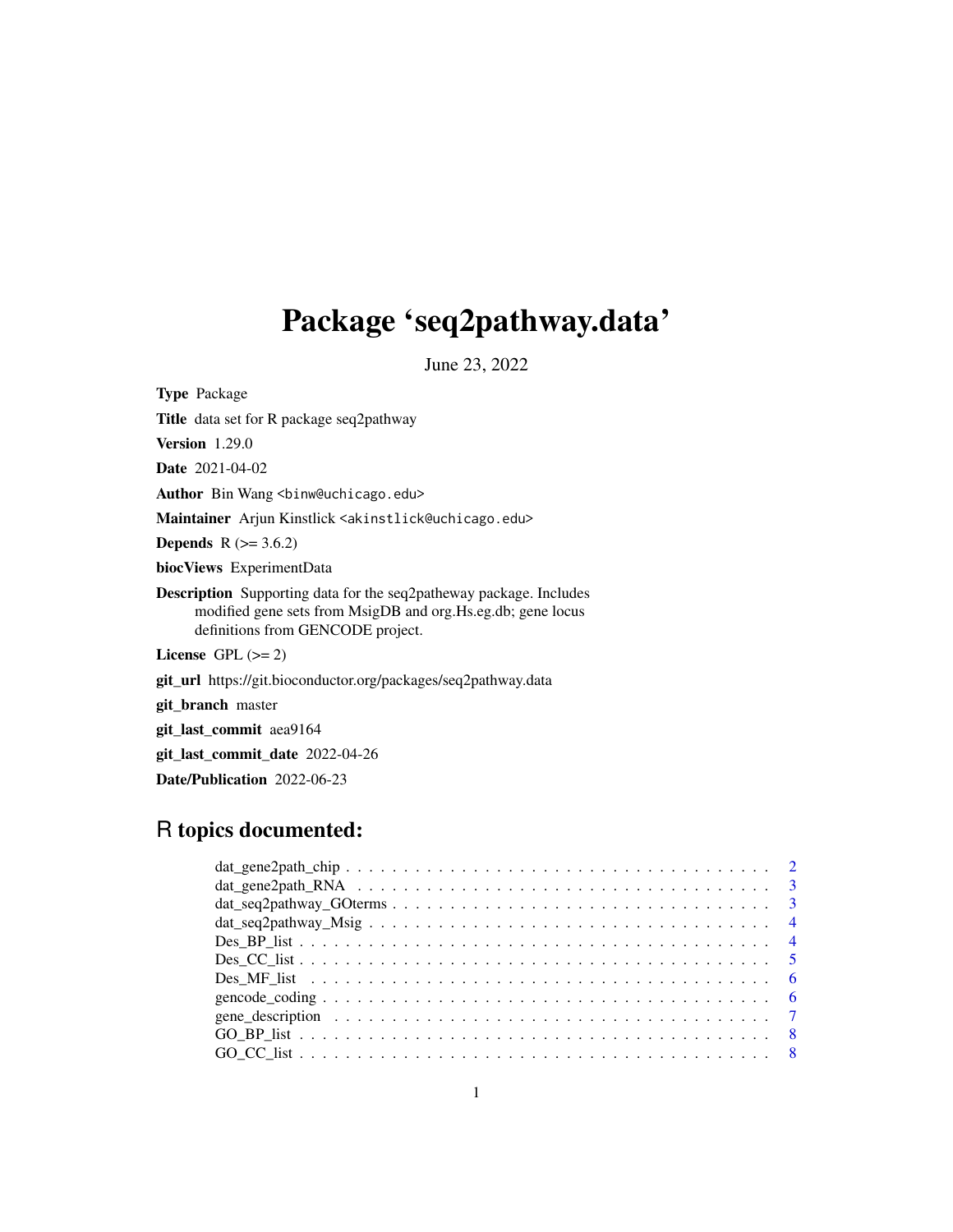# Package 'seq2pathway.data'

June 23, 2022

**Type** Package

**Title** data set for R package seq2pathway

**Version** 1.29.0

**Date** 2021-04-02

**Author** Bin Wang <binw@uchicago.edu>

**Maintainer** Arjun Kinstlick <akinstlick@uchicago.edu>

**Depends** R (>= 3.6.2)

**biocViews** ExperimentData

**Description** Supporting data for the seq2patheway package. Includes modified gene sets from MsigDB and org.Hs.eg.db; gene locus definitions from GENCODE project.

**License** GPL (>= 2)

**git_url** https://git.bioconductor.org/packages/seq2pathway.data

**git_branch** master

**git_last_commit** aea9164

**git_last_commit_date** 2022-04-26

**Date/Publication** 2022-06-23

## R topics documented:

- dat_gene2path_chip . . . . . . . . . . . . . . . . . . . . . . . . . . . . . . . . . . . 2
- dat_gene2path_RNA . . . . . . . . . . . . . . . . . . . . . . . . . . . . . . . . . . . 3
- dat_seq2pathway_GOterms . . . . . . . . . . . . . . . . . . . . . . . . . . . . . . . 3
- dat_seq2pathway_Msig . . . . . . . . . . . . . . . . . . . . . . . . . . . . . . . . . 4
- Des_BP_list . . . . . . . . . . . . . . . . . . . . . . . . . . . . . . . . . . . . . . . 4
- Des_CC_list . . . . . . . . . . . . . . . . . . . . . . . . . . . . . . . . . . . . . . . 5
- Des_MF_list . . . . . . . . . . . . . . . . . . . . . . . . . . . . . . . . . . . . . . . 6
- gencode_coding . . . . . . . . . . . . . . . . . . . . . . . . . . . . . . . . . . . . . 6
- gene_description . . . . . . . . . . . . . . . . . . . . . . . . . . . . . . . . . . . . 7
- GO_BP_list . . . . . . . . . . . . . . . . . . . . . . . . . . . . . . . . . . . . . . . 8
- GO_CC_list . . . . . . . . . . . . . . . . . . . . . . . . . . . . . . . . . . . . . . . 8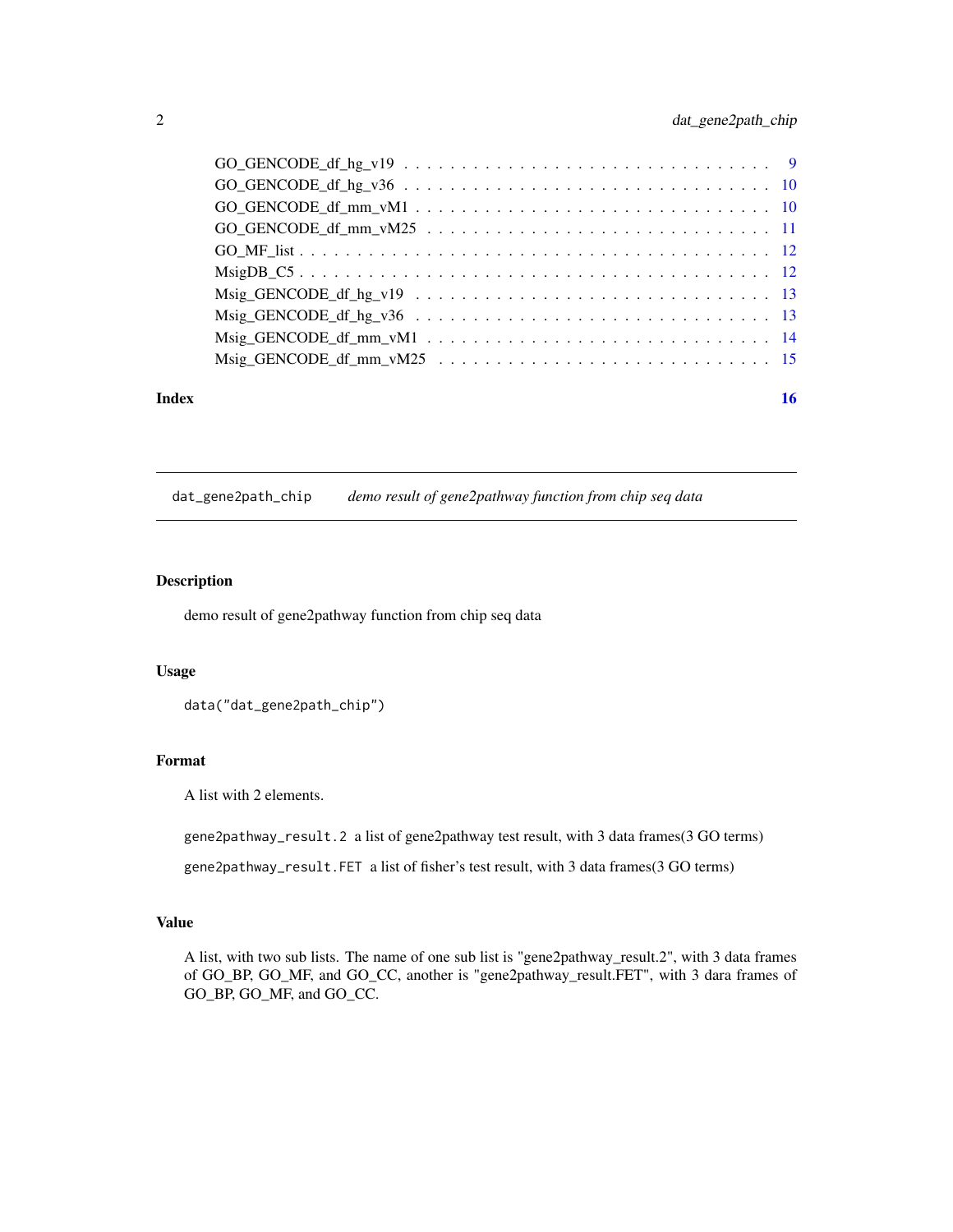GO_GENCODE_df_hg_v19 . . . . . . . . . . . . . . . . . . . . . . . . . . . . . . 9
GO_GENCODE_df_hg_v36 . . . . . . . . . . . . . . . . . . . . . . . . . . . . . . 10
GO_GENCODE_df_mm_vM1 . . . . . . . . . . . . . . . . . . . . . . . . . . . . . 10
GO_GENCODE_df_mm_vM25 . . . . . . . . . . . . . . . . . . . . . . . . . . . . 11
GO_MF_list . . . . . . . . . . . . . . . . . . . . . . . . . . . . . . . . . . . 12
MsigDB_C5 . . . . . . . . . . . . . . . . . . . . . . . . . . . . . . . . . . . 12
Msig_GENCODE_df_hg_v19 . . . . . . . . . . . . . . . . . . . . . . . . . . . . 13
Msig_GENCODE_df_hg_v36 . . . . . . . . . . . . . . . . . . . . . . . . . . . . 13
Msig_GENCODE_df_mm_vM1 . . . . . . . . . . . . . . . . . . . . . . . . . . . . 14
Msig_GENCODE_df_mm_vM25 . . . . . . . . . . . . . . . . . . . . . . . . . . . 15

**Index** **16**

---

## dat_gene2path_chip *demo result of gene2pathway function from chip seq data*

### Description

demo result of gene2pathway function from chip seq data

### Usage

```
data("dat_gene2path_chip")
```

### Format

A list with 2 elements.

`gene2pathway_result.2` a list of gene2pathway test result, with 3 data frames(3 GO terms)

`gene2pathway_result.FET` a list of fisher's test result, with 3 data frames(3 GO terms)

### Value

A list, with two sub lists. The name of one sub list is "gene2pathway_result.2", with 3 data frames of GO_BP, GO_MF, and GO_CC, another is "gene2pathway_result.FET", with 3 dara frames of GO_BP, GO_MF, and GO_CC.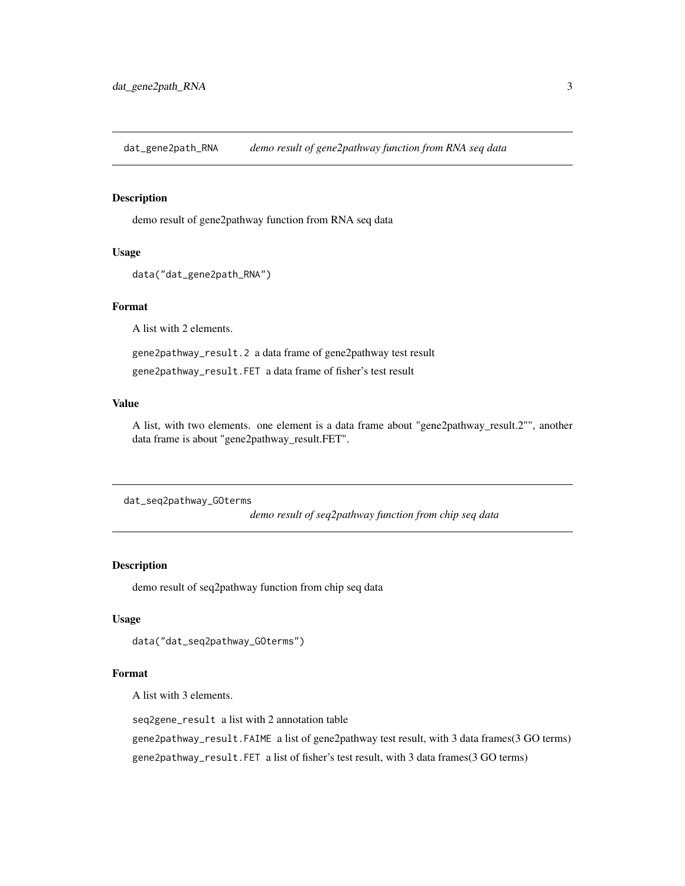## dat_gene2path_RNA *demo result of gene2pathway function from RNA seq data*

### Description

demo result of gene2pathway function from RNA seq data

### Usage

```
data("dat_gene2path_RNA")
```

### Format

A list with 2 elements.

`gene2pathway_result.2` a data frame of gene2pathway test result

`gene2pathway_result.FET` a data frame of fisher's test result

### Value

A list, with two elements. one element is a data frame about "gene2pathway_result.2"", another data frame is about "gene2pathway_result.FET".

## dat_seq2pathway_GOterms *demo result of seq2pathway function from chip seq data*

### Description

demo result of seq2pathway function from chip seq data

### Usage

```
data("dat_seq2pathway_GOterms")
```

### Format

A list with 3 elements.

`seq2gene_result` a list with 2 annotation table

`gene2pathway_result.FAIME` a list of gene2pathway test result, with 3 data frames(3 GO terms)

`gene2pathway_result.FET` a list of fisher's test result, with 3 data frames(3 GO terms)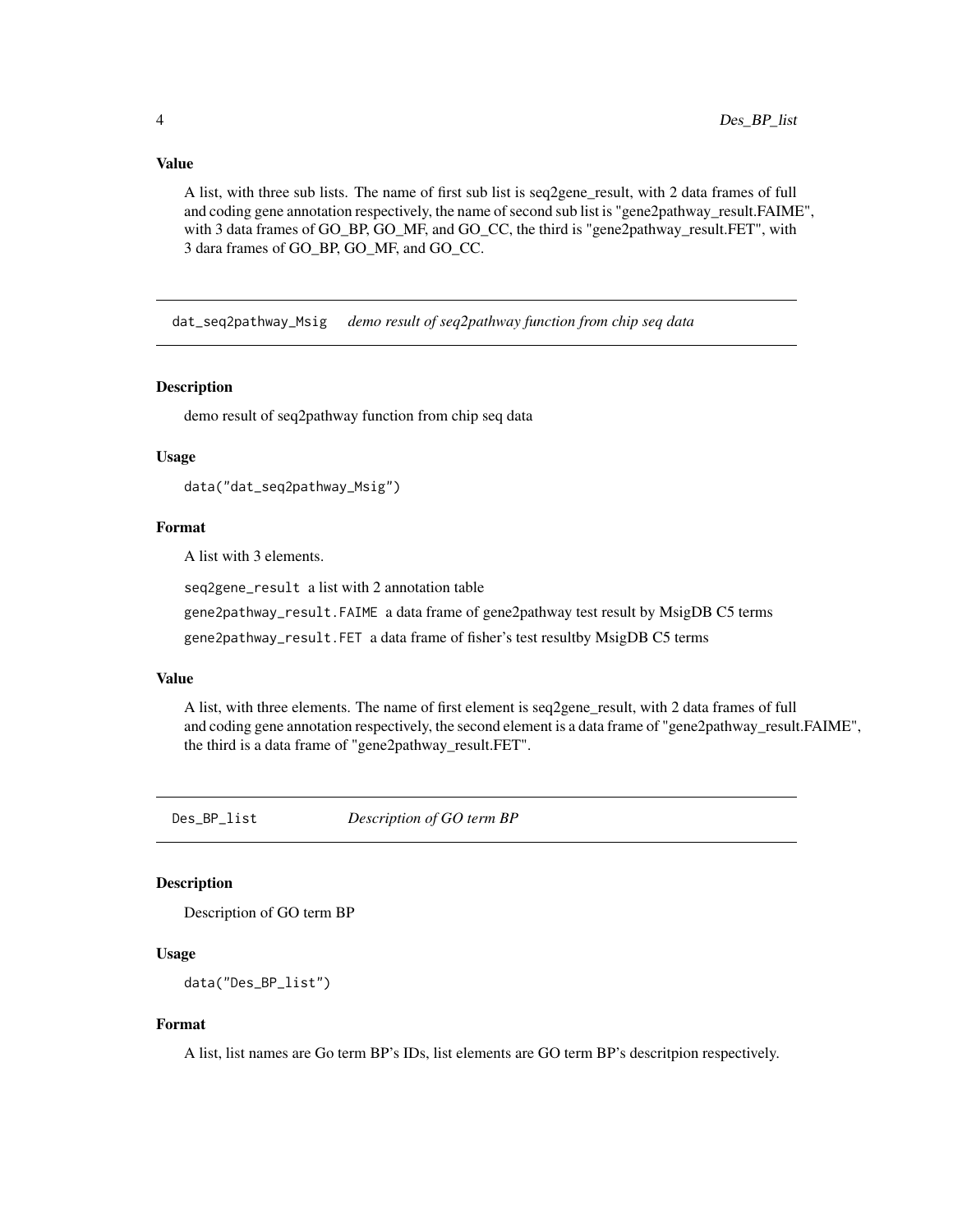### Value

A list, with three sub lists. The name of first sub list is seq2gene_result, with 2 data frames of full and coding gene annotation respectively, the name of second sub list is "gene2pathway_result.FAIME", with 3 data frames of GO_BP, GO_MF, and GO_CC, the third is "gene2pathway_result.FET", with 3 dara frames of GO_BP, GO_MF, and GO_CC.

---

## dat_seq2pathway_Msig — *demo result of seq2pathway function from chip seq data*

### Description

demo result of seq2pathway function from chip seq data

### Usage

```
data("dat_seq2pathway_Msig")
```

### Format

A list with 3 elements.

`seq2gene_result` a list with 2 annotation table

`gene2pathway_result.FAIME` a data frame of gene2pathway test result by MsigDB C5 terms

`gene2pathway_result.FET` a data frame of fisher's test resultby MsigDB C5 terms

### Value

A list, with three elements. The name of first element is seq2gene_result, with 2 data frames of full and coding gene annotation respectively, the second element is a data frame of "gene2pathway_result.FAIME", the third is a data frame of "gene2pathway_result.FET".

---

## Des_BP_list — *Description of GO term BP*

### Description

Description of GO term BP

### Usage

```
data("Des_BP_list")
```

### Format

A list, list names are Go term BP's IDs, list elements are GO term BP's descritpion respectively.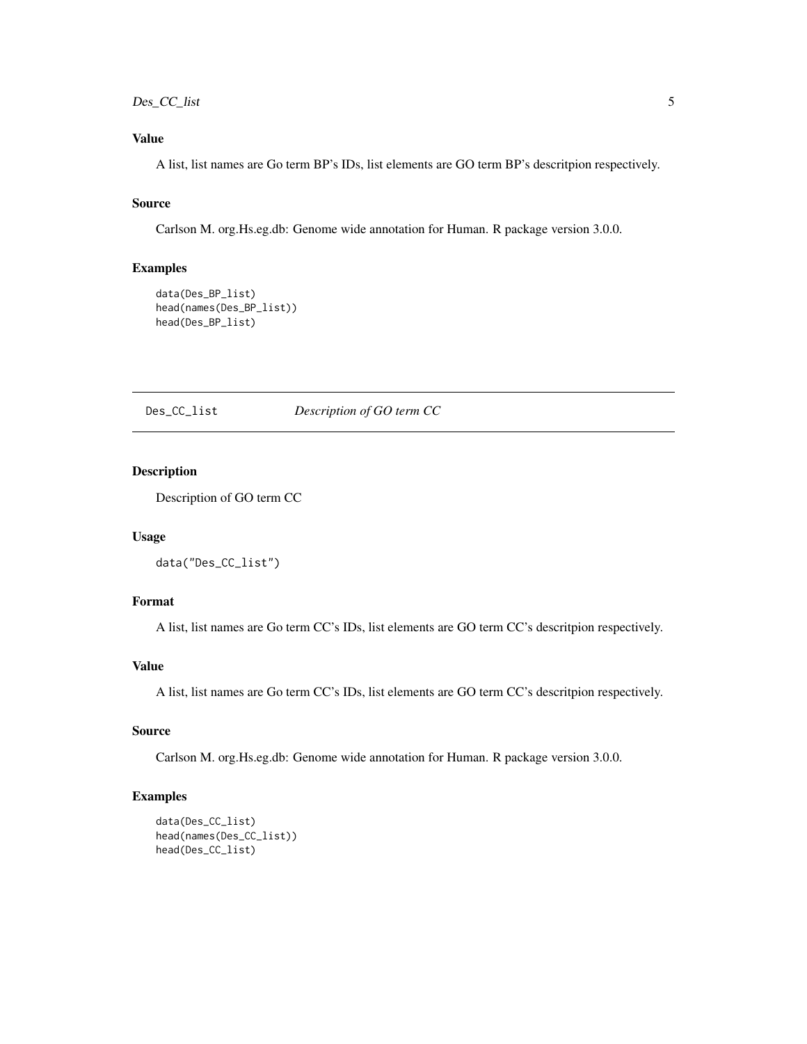### Value

A list, list names are Go term BP's IDs, list elements are GO term BP's descritpion respectively.

### Source

Carlson M. org.Hs.eg.db: Genome wide annotation for Human. R package version 3.0.0.

### Examples

```
data(Des_BP_list)
head(names(Des_BP_list))
head(Des_BP_list)
```

---

## Des_CC_list *Description of GO term CC*

---

### Description

Description of GO term CC

### Usage

```
data("Des_CC_list")
```

### Format

A list, list names are Go term CC's IDs, list elements are GO term CC's descritpion respectively.

### Value

A list, list names are Go term CC's IDs, list elements are GO term CC's descritpion respectively.

### Source

Carlson M. org.Hs.eg.db: Genome wide annotation for Human. R package version 3.0.0.

### Examples

```
data(Des_CC_list)
head(names(Des_CC_list))
head(Des_CC_list)
```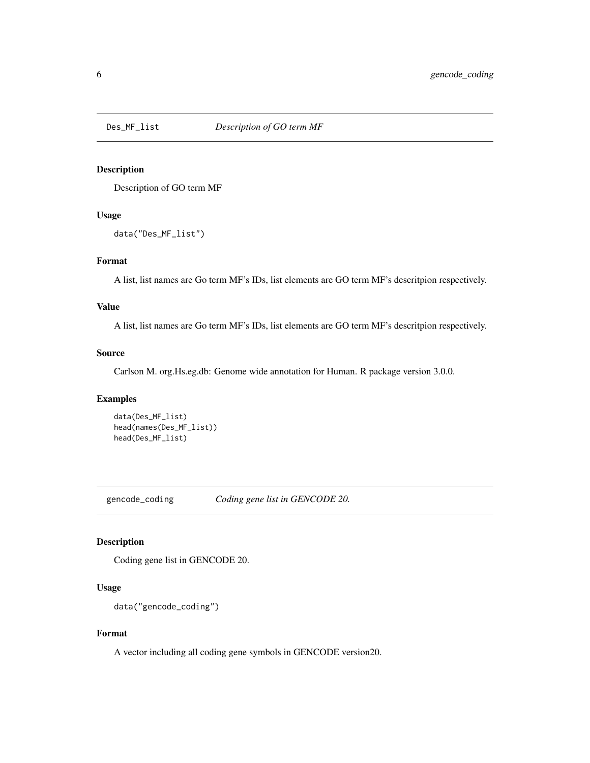## Des_MF_list — *Description of GO term MF*

### Description

Description of GO term MF

### Usage

```
data("Des_MF_list")
```

### Format

A list, list names are Go term MF's IDs, list elements are GO term MF's descritpion respectively.

### Value

A list, list names are Go term MF's IDs, list elements are GO term MF's descritpion respectively.

### Source

Carlson M. org.Hs.eg.db: Genome wide annotation for Human. R package version 3.0.0.

### Examples

```
data(Des_MF_list)
head(names(Des_MF_list))
head(Des_MF_list)
```

## gencode_coding — *Coding gene list in GENCODE 20.*

### Description

Coding gene list in GENCODE 20.

### Usage

```
data("gencode_coding")
```

### Format

A vector including all coding gene symbols in GENCODE version20.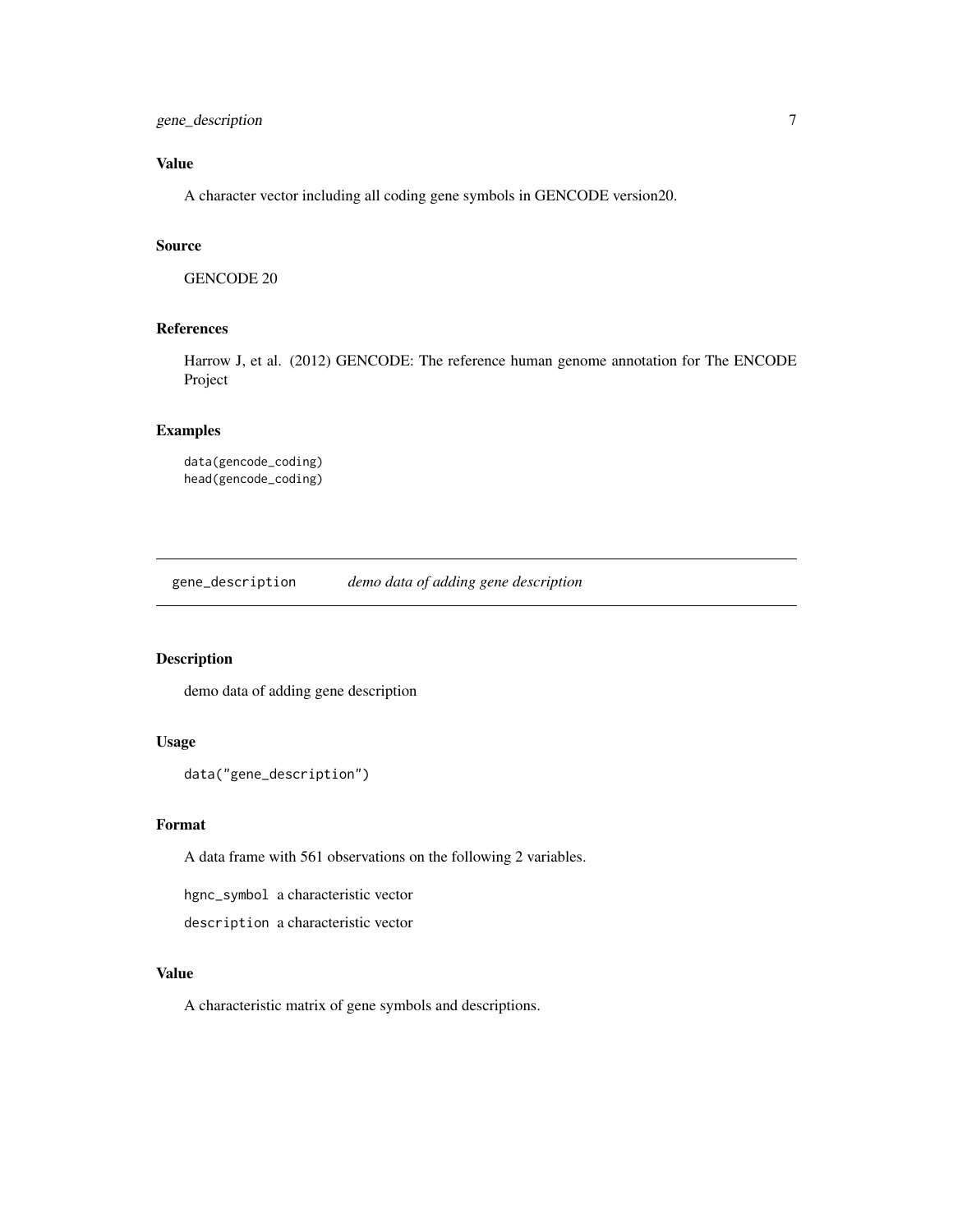## Value

A character vector including all coding gene symbols in GENCODE version20.

## Source

GENCODE 20

## References

Harrow J, et al. (2012) GENCODE: The reference human genome annotation for The ENCODE Project

## Examples

```
data(gencode_coding)
head(gencode_coding)
```

---

# gene_description *demo data of adding gene description*

---

## Description

demo data of adding gene description

## Usage

```
data("gene_description")
```

## Format

A data frame with 561 observations on the following 2 variables.

`hgnc_symbol` a characteristic vector

`description` a characteristic vector

## Value

A characteristic matrix of gene symbols and descriptions.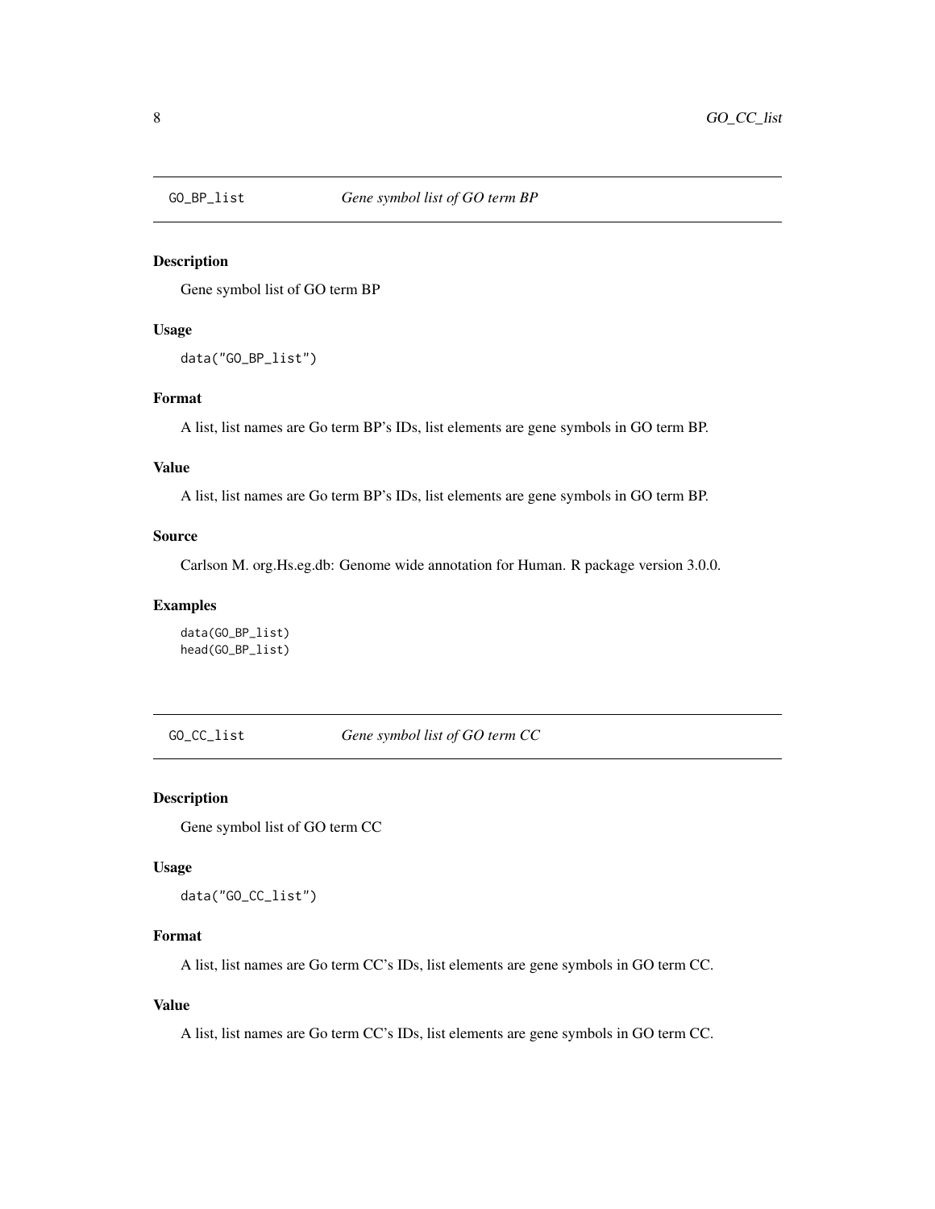## GO_BP_list — *Gene symbol list of GO term BP*

### Description

Gene symbol list of GO term BP

### Usage

```
data("GO_BP_list")
```

### Format

A list, list names are Go term BP's IDs, list elements are gene symbols in GO term BP.

### Value

A list, list names are Go term BP's IDs, list elements are gene symbols in GO term BP.

### Source

Carlson M. org.Hs.eg.db: Genome wide annotation for Human. R package version 3.0.0.

### Examples

```
data(GO_BP_list)
head(GO_BP_list)
```

## GO_CC_list — *Gene symbol list of GO term CC*

### Description

Gene symbol list of GO term CC

### Usage

```
data("GO_CC_list")
```

### Format

A list, list names are Go term CC's IDs, list elements are gene symbols in GO term CC.

### Value

A list, list names are Go term CC's IDs, list elements are gene symbols in GO term CC.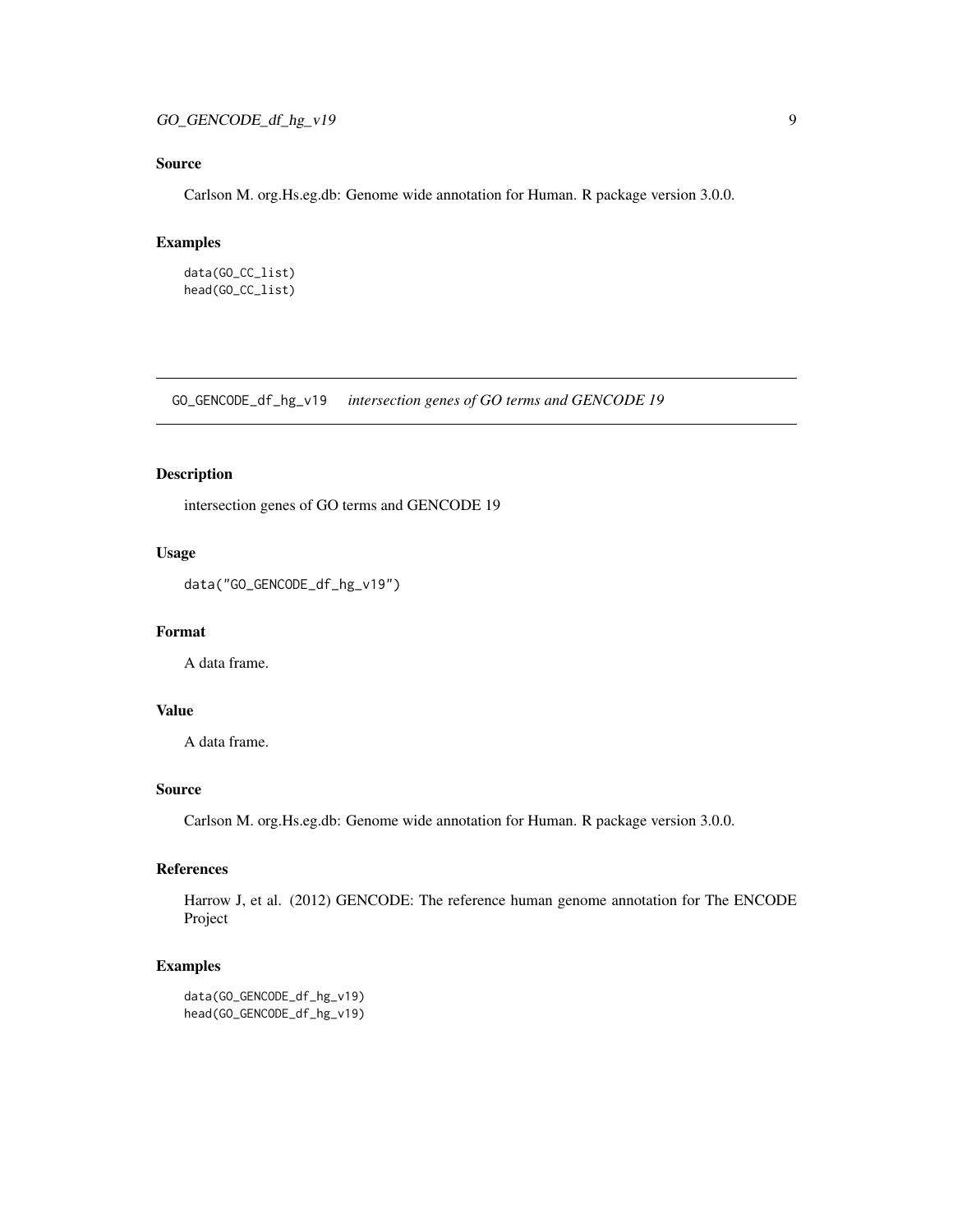## Source

Carlson M. org.Hs.eg.db: Genome wide annotation for Human. R package version 3.0.0.

## Examples

```
data(GO_CC_list)
head(GO_CC_list)
```

---

# GO_GENCODE_df_hg_v19 *intersection genes of GO terms and GENCODE 19*

## Description

intersection genes of GO terms and GENCODE 19

## Usage

```
data("GO_GENCODE_df_hg_v19")
```

## Format

A data frame.

## Value

A data frame.

## Source

Carlson M. org.Hs.eg.db: Genome wide annotation for Human. R package version 3.0.0.

## References

Harrow J, et al. (2012) GENCODE: The reference human genome annotation for The ENCODE Project

## Examples

```
data(GO_GENCODE_df_hg_v19)
head(GO_GENCODE_df_hg_v19)
```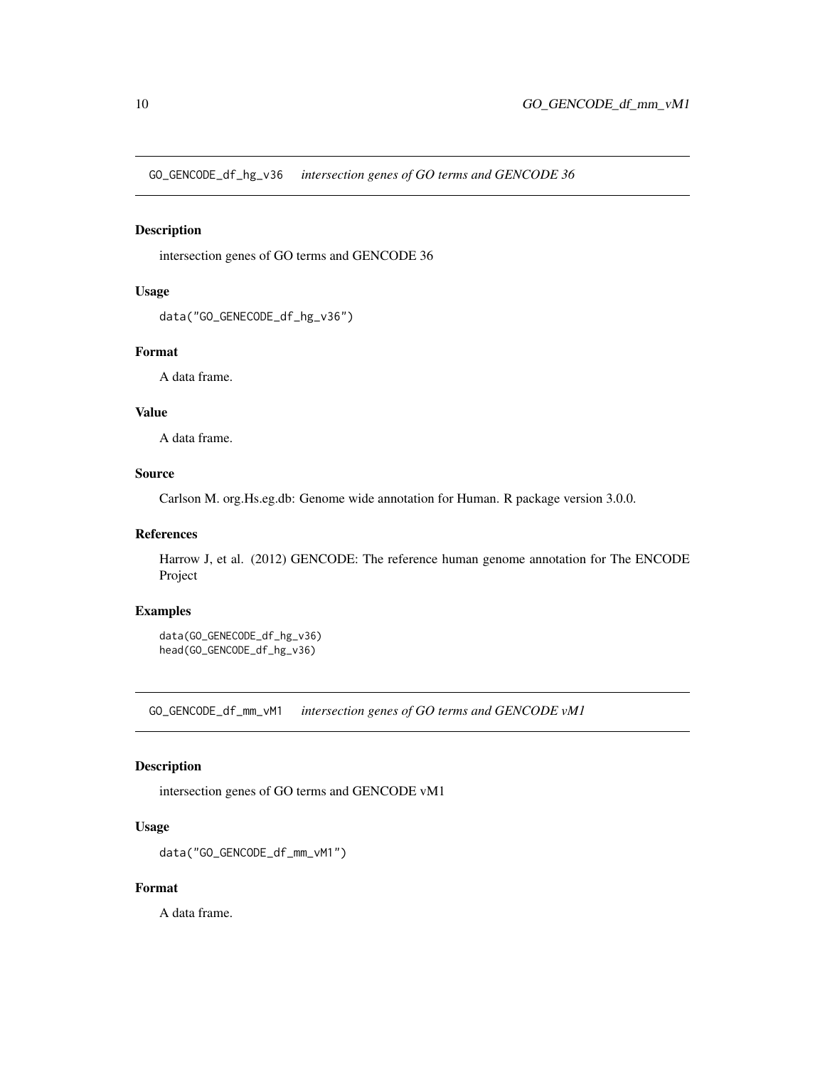## GO_GENCODE_df_hg_v36 *intersection genes of GO terms and GENCODE 36*

### Description

intersection genes of GO terms and GENCODE 36

### Usage

```
data("GO_GENECODE_df_hg_v36")
```

### Format

A data frame.

### Value

A data frame.

### Source

Carlson M. org.Hs.eg.db: Genome wide annotation for Human. R package version 3.0.0.

### References

Harrow J, et al. (2012) GENCODE: The reference human genome annotation for The ENCODE Project

### Examples

```
data(GO_GENECODE_df_hg_v36)
head(GO_GENCODE_df_hg_v36)
```

## GO_GENCODE_df_mm_vM1 *intersection genes of GO terms and GENCODE vM1*

### Description

intersection genes of GO terms and GENCODE vM1

### Usage

```
data("GO_GENCODE_df_mm_vM1")
```

### Format

A data frame.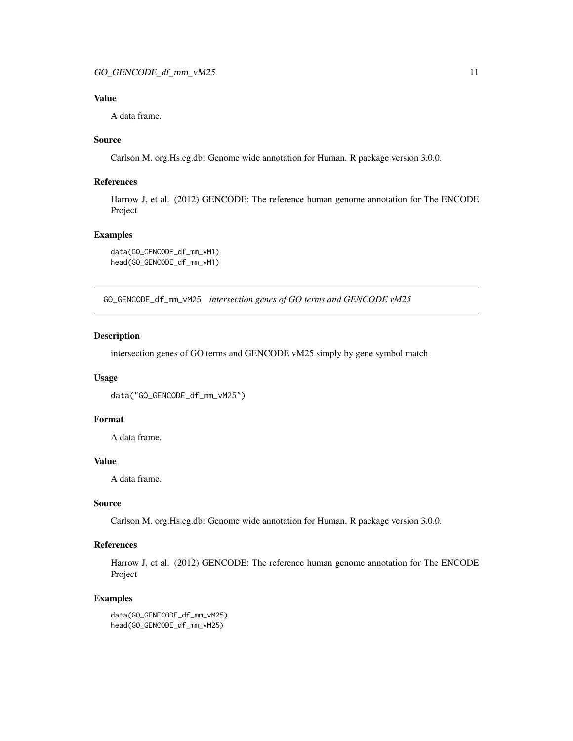### Value

A data frame.

### Source

Carlson M. org.Hs.eg.db: Genome wide annotation for Human. R package version 3.0.0.

### References

Harrow J, et al. (2012) GENCODE: The reference human genome annotation for The ENCODE Project

### Examples

```
data(GO_GENCODE_df_mm_vM1)
head(GO_GENCODE_df_mm_vM1)
```

---

## GO_GENCODE_df_mm_vM25 *intersection genes of GO terms and GENCODE vM25*

---

### Description

intersection genes of GO terms and GENCODE vM25 simply by gene symbol match

### Usage

```
data("GO_GENCODE_df_mm_vM25")
```

### Format

A data frame.

### Value

A data frame.

### Source

Carlson M. org.Hs.eg.db: Genome wide annotation for Human. R package version 3.0.0.

### References

Harrow J, et al. (2012) GENCODE: The reference human genome annotation for The ENCODE Project

### Examples

```
data(GO_GENECODE_df_mm_vM25)
head(GO_GENCODE_df_mm_vM25)
```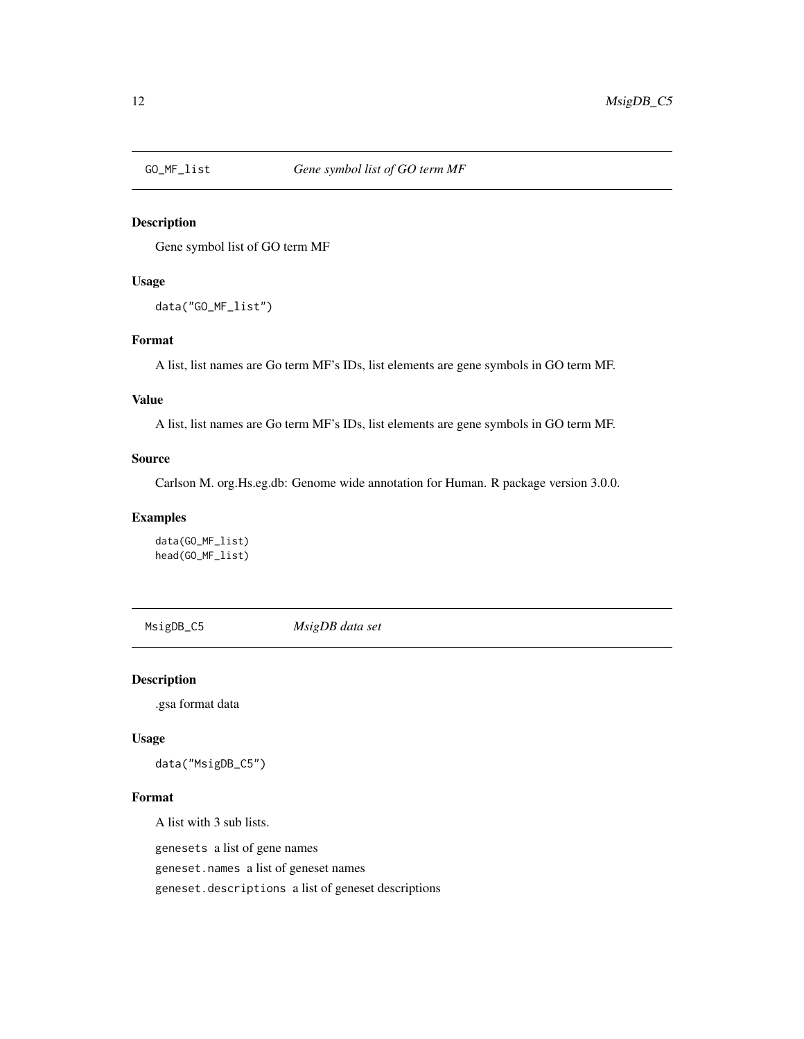## GO_MF_list    *Gene symbol list of GO term MF*

### Description

Gene symbol list of GO term MF

### Usage

```
data("GO_MF_list")
```

### Format

A list, list names are Go term MF's IDs, list elements are gene symbols in GO term MF.

### Value

A list, list names are Go term MF's IDs, list elements are gene symbols in GO term MF.

### Source

Carlson M. org.Hs.eg.db: Genome wide annotation for Human. R package version 3.0.0.

### Examples

```
data(GO_MF_list)
head(GO_MF_list)
```

## MsigDB_C5    *MsigDB data set*

### Description

.gsa format data

### Usage

```
data("MsigDB_C5")
```

### Format

A list with 3 sub lists.

`genesets` a list of gene names

`geneset.names` a list of geneset names

`geneset.descriptions` a list of geneset descriptions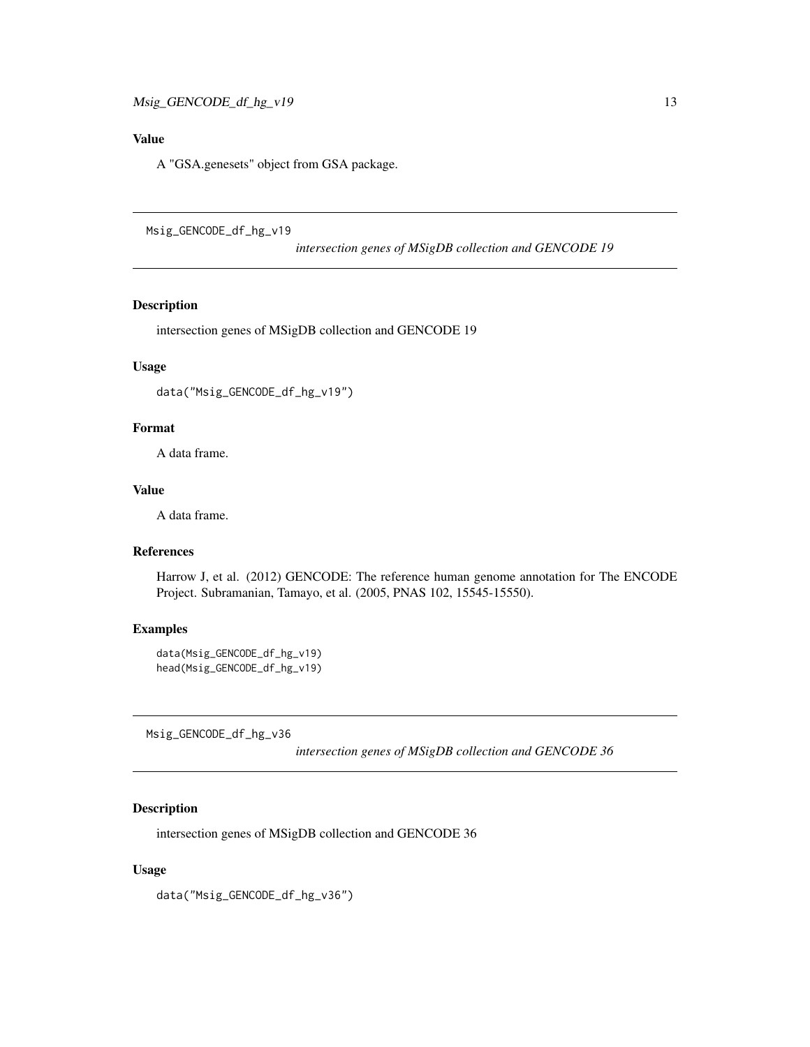## Value

A "GSA.genesets" object from GSA package.

---

## Msig_GENCODE_df_hg_v19

*intersection genes of MSigDB collection and GENCODE 19*

### Description

intersection genes of MSigDB collection and GENCODE 19

### Usage

```
data("Msig_GENCODE_df_hg_v19")
```

### Format

A data frame.

### Value

A data frame.

### References

Harrow J, et al. (2012) GENCODE: The reference human genome annotation for The ENCODE Project. Subramanian, Tamayo, et al. (2005, PNAS 102, 15545-15550).

### Examples

```
data(Msig_GENCODE_df_hg_v19)
head(Msig_GENCODE_df_hg_v19)
```

---

## Msig_GENCODE_df_hg_v36

*intersection genes of MSigDB collection and GENCODE 36*

### Description

intersection genes of MSigDB collection and GENCODE 36

### Usage

```
data("Msig_GENCODE_df_hg_v36")
```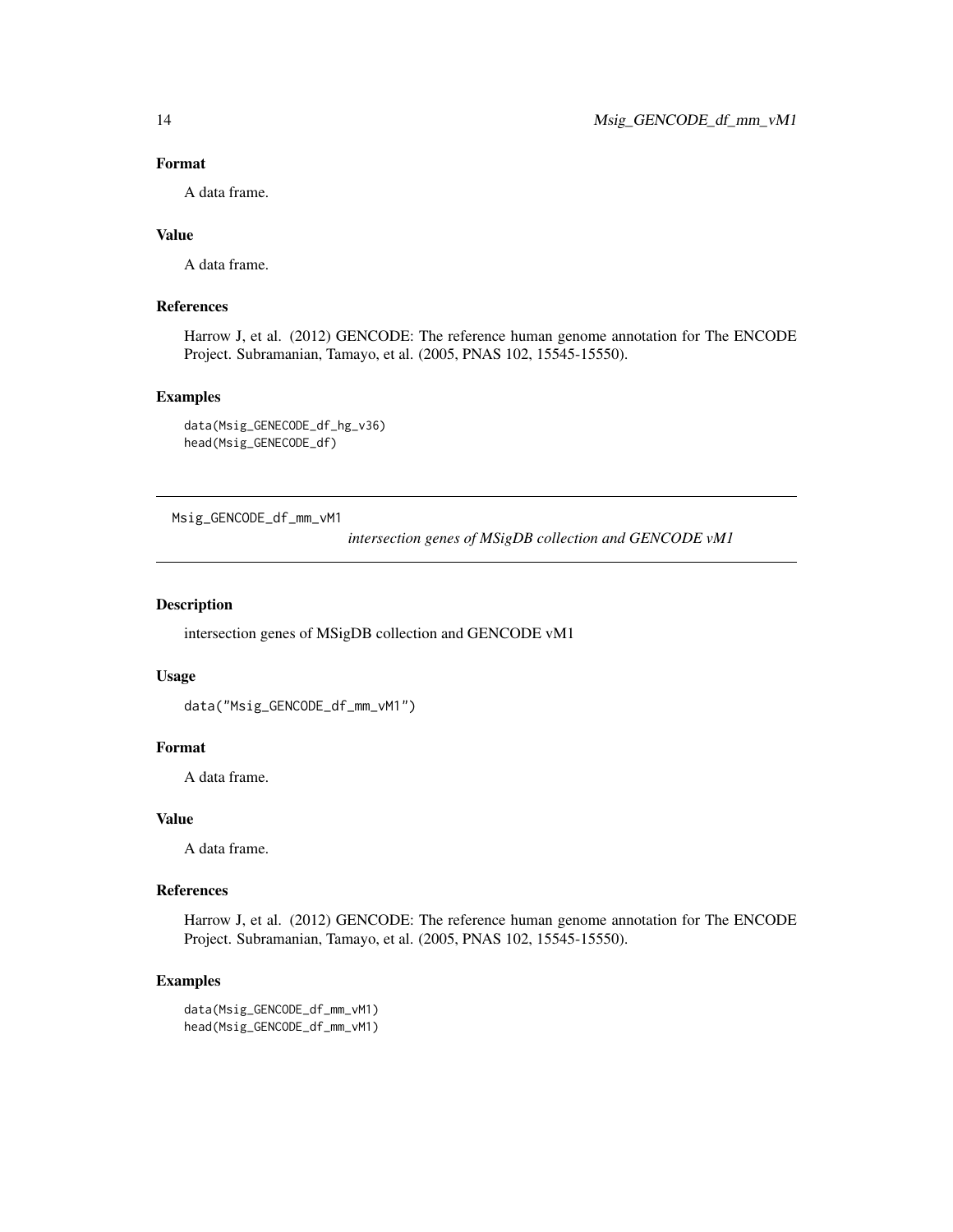### Format

A data frame.

### Value

A data frame.

### References

Harrow J, et al. (2012) GENCODE: The reference human genome annotation for The ENCODE Project. Subramanian, Tamayo, et al. (2005, PNAS 102, 15545-15550).

### Examples

```
data(Msig_GENECODE_df_hg_v36)
head(Msig_GENECODE_df)
```

---

## Msig_GENCODE_df_mm_vM1 — *intersection genes of MSigDB collection and GENCODE vM1*

---

### Description

intersection genes of MSigDB collection and GENCODE vM1

### Usage

```
data("Msig_GENCODE_df_mm_vM1")
```

### Format

A data frame.

### Value

A data frame.

### References

Harrow J, et al. (2012) GENCODE: The reference human genome annotation for The ENCODE Project. Subramanian, Tamayo, et al. (2005, PNAS 102, 15545-15550).

### Examples

```
data(Msig_GENCODE_df_mm_vM1)
head(Msig_GENCODE_df_mm_vM1)
```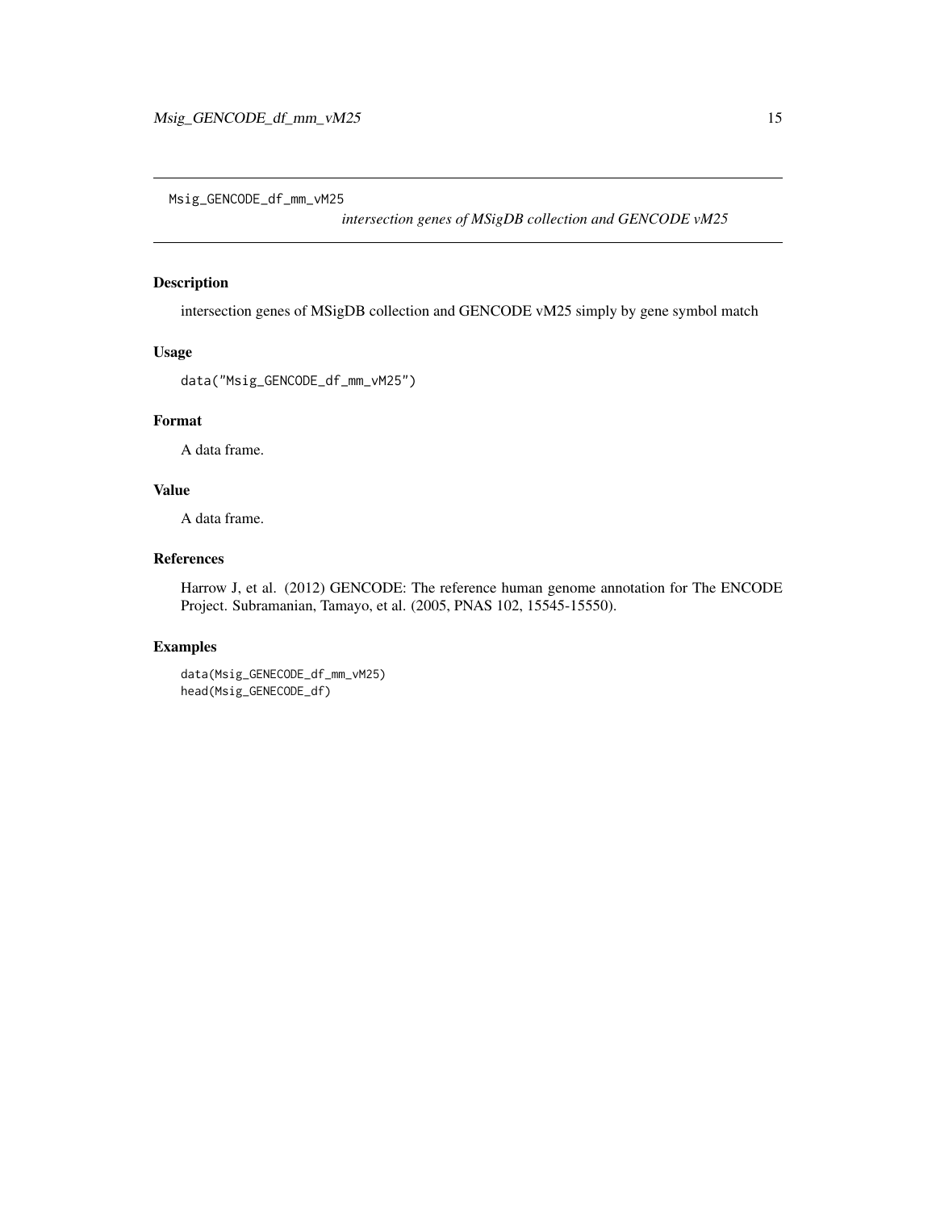## Msig_GENCODE_df_mm_vM25

*intersection genes of MSigDB collection and GENCODE vM25*

### Description

intersection genes of MSigDB collection and GENCODE vM25 simply by gene symbol match

### Usage

```
data("Msig_GENCODE_df_mm_vM25")
```

### Format

A data frame.

### Value

A data frame.

### References

Harrow J, et al. (2012) GENCODE: The reference human genome annotation for The ENCODE Project. Subramanian, Tamayo, et al. (2005, PNAS 102, 15545-15550).

### Examples

```
data(Msig_GENECODE_df_mm_vM25)
head(Msig_GENECODE_df)
```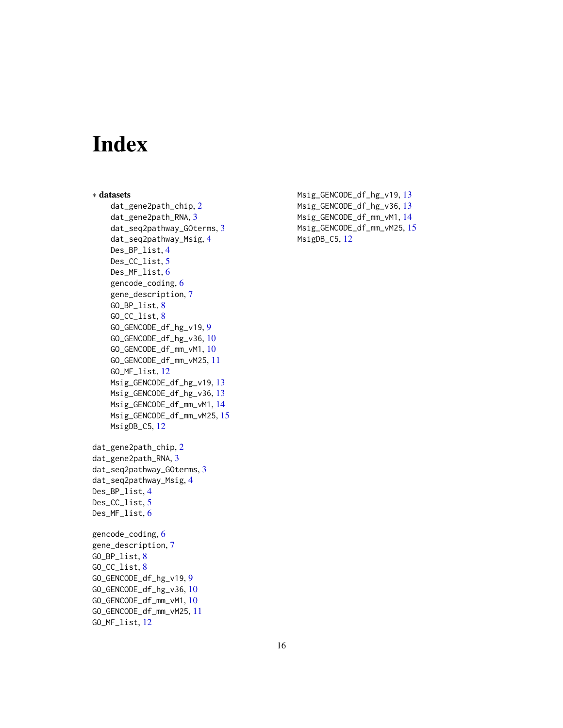# Index

* **datasets**
    - dat_gene2path_chip, 2
    - dat_gene2path_RNA, 3
    - dat_seq2pathway_GOterms, 3
    - dat_seq2pathway_Msig, 4
    - Des_BP_list, 4
    - Des_CC_list, 5
    - Des_MF_list, 6
    - gencode_coding, 6
    - gene_description, 7
    - GO_BP_list, 8
    - GO_CC_list, 8
    - GO_GENCODE_df_hg_v19, 9
    - GO_GENCODE_df_hg_v36, 10
    - GO_GENCODE_df_mm_vM1, 10
    - GO_GENCODE_df_mm_vM25, 11
    - GO_MF_list, 12
    - Msig_GENCODE_df_hg_v19, 13
    - Msig_GENCODE_df_hg_v36, 13
    - Msig_GENCODE_df_mm_vM1, 14
    - Msig_GENCODE_df_mm_vM25, 15
    - MsigDB_C5, 12

dat_gene2path_chip, 2
dat_gene2path_RNA, 3
dat_seq2pathway_GOterms, 3
dat_seq2pathway_Msig, 4
Des_BP_list, 4
Des_CC_list, 5
Des_MF_list, 6

gencode_coding, 6
gene_description, 7
GO_BP_list, 8
GO_CC_list, 8
GO_GENCODE_df_hg_v19, 9
GO_GENCODE_df_hg_v36, 10
GO_GENCODE_df_mm_vM1, 10
GO_GENCODE_df_mm_vM25, 11
GO_MF_list, 12

Msig_GENCODE_df_hg_v19, 13
Msig_GENCODE_df_hg_v36, 13
Msig_GENCODE_df_mm_vM1, 14
Msig_GENCODE_df_mm_vM25, 15
MsigDB_C5, 12